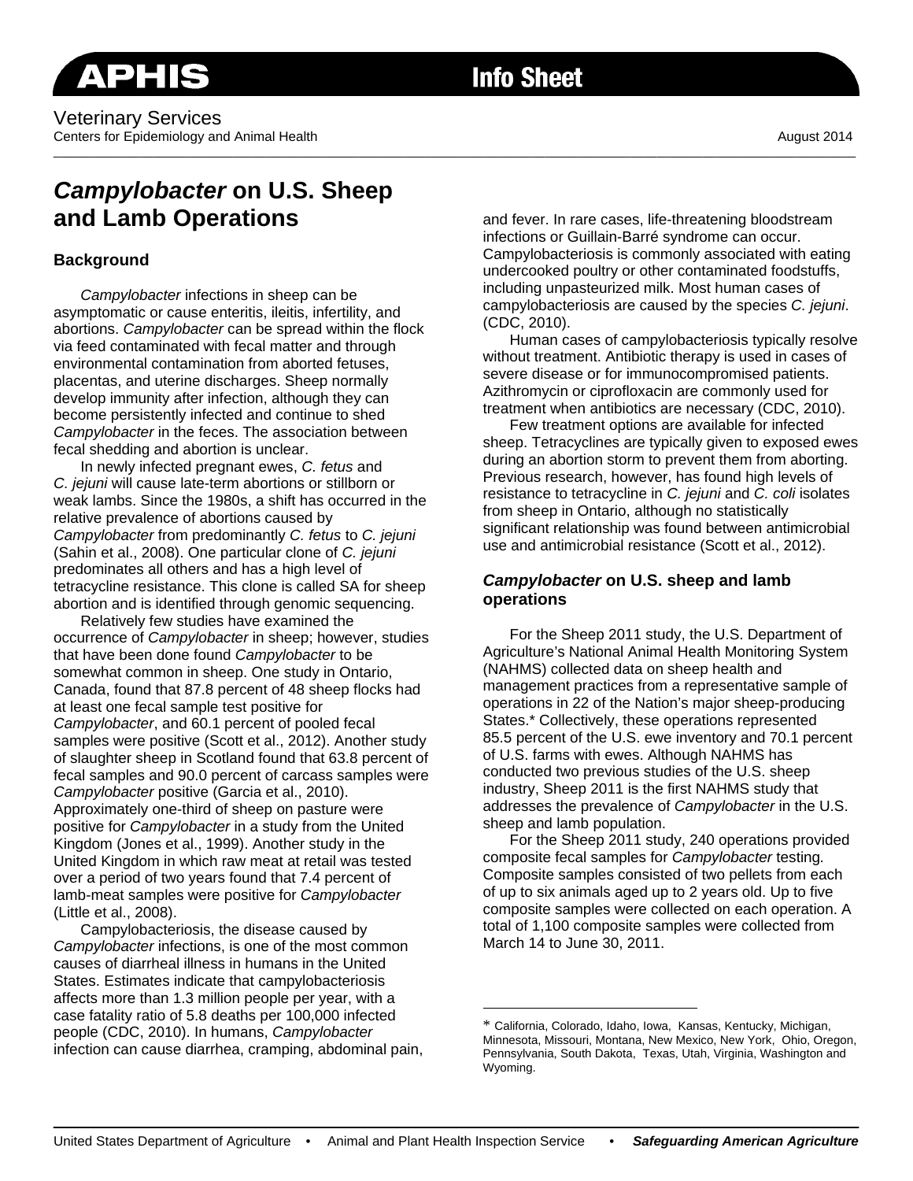APHIS Info Sheet

Veterinary Services
Centers for Epidemiology and Animal Health

August 2014

# *Campylobacter* on U.S. Sheep and Lamb Operations

## Background

*Campylobacter* infections in sheep can be asymptomatic or cause enteritis, ileitis, infertility, and abortions. *Campylobacter* can be spread within the flock via feed contaminated with fecal matter and through environmental contamination from aborted fetuses, placentas, and uterine discharges. Sheep normally develop immunity after infection, although they can become persistently infected and continue to shed *Campylobacter* in the feces. The association between fecal shedding and abortion is unclear.

In newly infected pregnant ewes, *C. fetus* and *C. jejuni* will cause late-term abortions or stillborn or weak lambs. Since the 1980s, a shift has occurred in the relative prevalence of abortions caused by *Campylobacter* from predominantly *C. fetus* to *C. jejuni* (Sahin et al., 2008). One particular clone of *C. jejuni* predominates all others and has a high level of tetracycline resistance. This clone is called SA for sheep abortion and is identified through genomic sequencing.

Relatively few studies have examined the occurrence of *Campylobacter* in sheep; however, studies that have been done found *Campylobacter* to be somewhat common in sheep. One study in Ontario, Canada, found that 87.8 percent of 48 sheep flocks had at least one fecal sample test positive for *Campylobacter*, and 60.1 percent of pooled fecal samples were positive (Scott et al., 2012). Another study of slaughter sheep in Scotland found that 63.8 percent of fecal samples and 90.0 percent of carcass samples were *Campylobacter* positive (Garcia et al., 2010). Approximately one-third of sheep on pasture were positive for *Campylobacter* in a study from the United Kingdom (Jones et al., 1999). Another study in the United Kingdom in which raw meat at retail was tested over a period of two years found that 7.4 percent of lamb-meat samples were positive for *Campylobacter* (Little et al., 2008).

Campylobacteriosis, the disease caused by *Campylobacter* infections, is one of the most common causes of diarrheal illness in humans in the United States. Estimates indicate that campylobacteriosis affects more than 1.3 million people per year, with a case fatality ratio of 5.8 deaths per 100,000 infected people (CDC, 2010). In humans, *Campylobacter* infection can cause diarrhea, cramping, abdominal pain, and fever. In rare cases, life-threatening bloodstream infections or Guillain-Barré syndrome can occur. Campylobacteriosis is commonly associated with eating undercooked poultry or other contaminated foodstuffs, including unpasteurized milk. Most human cases of campylobacteriosis are caused by the species *C. jejuni*. (CDC, 2010).

Human cases of campylobacteriosis typically resolve without treatment. Antibiotic therapy is used in cases of severe disease or for immunocompromised patients. Azithromycin or ciprofloxacin are commonly used for treatment when antibiotics are necessary (CDC, 2010).

Few treatment options are available for infected sheep. Tetracyclines are typically given to exposed ewes during an abortion storm to prevent them from aborting. Previous research, however, has found high levels of resistance to tetracycline in *C. jejuni* and *C. coli* isolates from sheep in Ontario, although no statistically significant relationship was found between antimicrobial use and antimicrobial resistance (Scott et al., 2012).

## *Campylobacter* on U.S. sheep and lamb operations

For the Sheep 2011 study, the U.S. Department of Agriculture's National Animal Health Monitoring System (NAHMS) collected data on sheep health and management practices from a representative sample of operations in 22 of the Nation's major sheep-producing States.* Collectively, these operations represented 85.5 percent of the U.S. ewe inventory and 70.1 percent of U.S. farms with ewes. Although NAHMS has conducted two previous studies of the U.S. sheep industry, Sheep 2011 is the first NAHMS study that addresses the prevalence of *Campylobacter* in the U.S. sheep and lamb population.

For the Sheep 2011 study, 240 operations provided composite fecal samples for *Campylobacter* testing. Composite samples consisted of two pellets from each of up to six animals aged up to 2 years old. Up to five composite samples were collected on each operation. A total of 1,100 composite samples were collected from March 14 to June 30, 2011.

---

* California, Colorado, Idaho, Iowa, Kansas, Kentucky, Michigan, Minnesota, Missouri, Montana, New Mexico, New York, Ohio, Oregon, Pennsylvania, South Dakota, Texas, Utah, Virginia, Washington and Wyoming.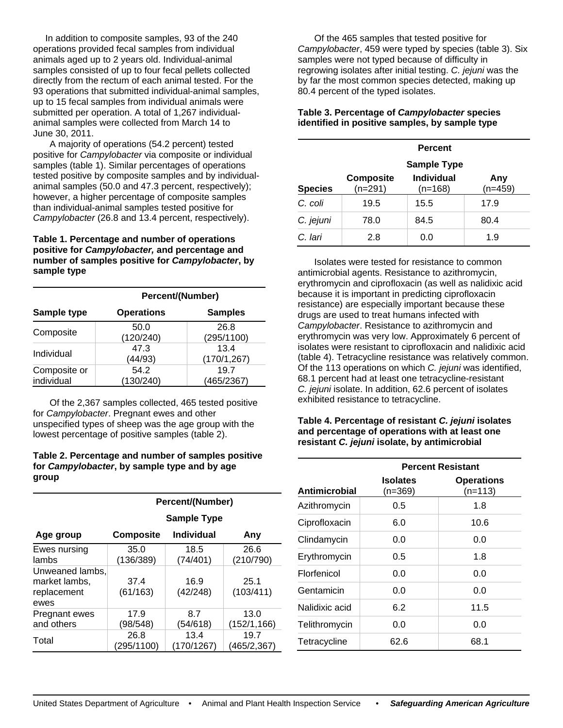In addition to composite samples, 93 of the 240 operations provided fecal samples from individual animals aged up to 2 years old. Individual-animal samples consisted of up to four fecal pellets collected directly from the rectum of each animal tested. For the 93 operations that submitted individual-animal samples, up to 15 fecal samples from individual animals were submitted per operation. A total of 1,267 individual-animal samples were collected from March 14 to June 30, 2011.

A majority of operations (54.2 percent) tested positive for *Campylobacter* via composite or individual samples (table 1). Similar percentages of operations tested positive by composite samples and by individual-animal samples (50.0 and 47.3 percent, respectively); however, a higher percentage of composite samples than individual-animal samples tested positive for *Campylobacter* (26.8 and 13.4 percent, respectively).

**Table 1. Percentage and number of operations positive for *Campylobacter,* and percentage and number of samples positive for *Campylobacter*, by sample type**

| | Percent/(Number) | |
|---|---|---|
| Sample type | Operations | Samples |
| Composite | 50.0 (120/240) | 26.8 (295/1100) |
| Individual | 47.3 (44/93) | 13.4 (170/1,267) |
| Composite or individual | 54.2 (130/240) | 19.7 (465/2367) |

Of the 2,367 samples collected, 465 tested positive for *Campylobacter*. Pregnant ewes and other unspecified types of sheep was the age group with the lowest percentage of positive samples (table 2).

**Table 2. Percentage and number of samples positive for *Campylobacter*, by sample type and by age group**

| | Percent/(Number) | | |
|---|---|---|---|
| | Sample Type | | |
| Age group | Composite | Individual | Any |
| Ewes nursing lambs | 35.0 (136/389) | 18.5 (74/401) | 26.6 (210/790) |
| Unweaned lambs, market lambs, replacement ewes | 37.4 (61/163) | 16.9 (42/248) | 25.1 (103/411) |
| Pregnant ewes and others | 17.9 (98/548) | 8.7 (54/618) | 13.0 (152/1,166) |
| Total | 26.8 (295/1100) | 13.4 (170/1267) | 19.7 (465/2,367) |

Of the 465 samples that tested positive for *Campylobacter*, 459 were typed by species (table 3). Six samples were not typed because of difficulty in regrowing isolates after initial testing. *C. jejuni* was the by far the most common species detected, making up 80.4 percent of the typed isolates.

**Table 3. Percentage of *Campylobacter* species identified in positive samples, by sample type**

| | Percent | | |
|---|---|---|---|
| | Sample Type | | |
| Species | Composite (n=291) | Individual (n=168) | Any (n=459) |
| *C. coli* | 19.5 | 15.5 | 17.9 |
| *C. jejuni* | 78.0 | 84.5 | 80.4 |
| *C. lari* | 2.8 | 0.0 | 1.9 |

Isolates were tested for resistance to common antimicrobial agents. Resistance to azithromycin, erythromycin and ciprofloxacin (as well as nalidixic acid because it is important in predicting ciprofloxacin resistance) are especially important because these drugs are used to treat humans infected with *Campylobacter*. Resistance to azithromycin and erythromycin was very low. Approximately 6 percent of isolates were resistant to ciprofloxacin and nalidixic acid (table 4). Tetracycline resistance was relatively common. Of the 113 operations on which *C. jejuni* was identified, 68.1 percent had at least one tetracycline-resistant *C. jejuni* isolate. In addition, 62.6 percent of isolates exhibited resistance to tetracycline.

**Table 4. Percentage of resistant *C. jejuni* isolates and percentage of operations with at least one resistant *C. jejuni* isolate, by antimicrobial**

| | Percent Resistant | |
|---|---|---|
| Antimicrobial | Isolates (n=369) | Operations (n=113) |
| Azithromycin | 0.5 | 1.8 |
| Ciprofloxacin | 6.0 | 10.6 |
| Clindamycin | 0.0 | 0.0 |
| Erythromycin | 0.5 | 1.8 |
| Florfenicol | 0.0 | 0.0 |
| Gentamicin | 0.0 | 0.0 |
| Nalidixic acid | 6.2 | 11.5 |
| Telithromycin | 0.0 | 0.0 |
| Tetracycline | 62.6 | 68.1 |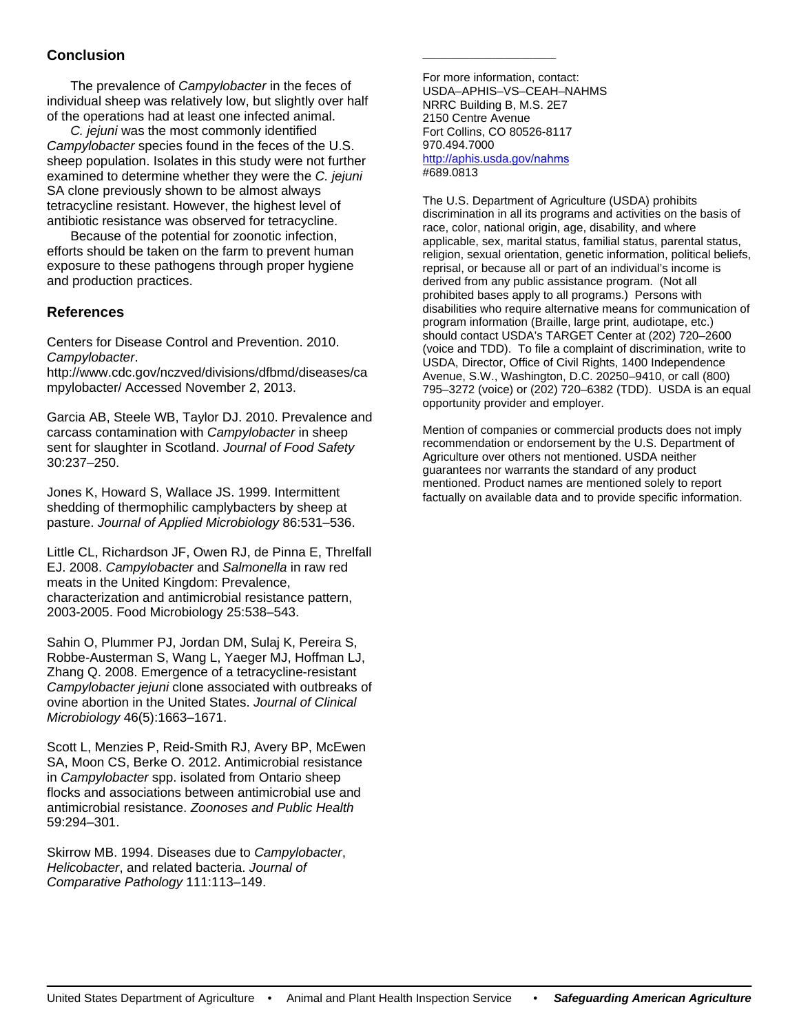## Conclusion

The prevalence of *Campylobacter* in the feces of individual sheep was relatively low, but slightly over half of the operations had at least one infected animal.

*C. jejuni* was the most commonly identified *Campylobacter* species found in the feces of the U.S. sheep population. Isolates in this study were not further examined to determine whether they were the *C. jejuni* SA clone previously shown to be almost always tetracycline resistant. However, the highest level of antibiotic resistance was observed for tetracycline.

Because of the potential for zoonotic infection, efforts should be taken on the farm to prevent human exposure to these pathogens through proper hygiene and production practices.

## References

Centers for Disease Control and Prevention. 2010. *Campylobacter*. http://www.cdc.gov/nczved/divisions/dfbmd/diseases/campylobacter/ Accessed November 2, 2013.

Garcia AB, Steele WB, Taylor DJ. 2010. Prevalence and carcass contamination with *Campylobacter* in sheep sent for slaughter in Scotland. *Journal of Food Safety* 30:237–250.

Jones K, Howard S, Wallace JS. 1999. Intermittent shedding of thermophilic camplybacters by sheep at pasture. *Journal of Applied Microbiology* 86:531–536.

Little CL, Richardson JF, Owen RJ, de Pinna E, Threlfall EJ. 2008. *Campylobacter* and *Salmonella* in raw red meats in the United Kingdom: Prevalence, characterization and antimicrobial resistance pattern, 2003-2005. Food Microbiology 25:538–543.

Sahin O, Plummer PJ, Jordan DM, Sulaj K, Pereira S, Robbe-Austerman S, Wang L, Yaeger MJ, Hoffman LJ, Zhang Q. 2008. Emergence of a tetracycline-resistant *Campylobacter jejuni* clone associated with outbreaks of ovine abortion in the United States. *Journal of Clinical Microbiology* 46(5):1663–1671.

Scott L, Menzies P, Reid-Smith RJ, Avery BP, McEwen SA, Moon CS, Berke O. 2012. Antimicrobial resistance in *Campylobacter* spp. isolated from Ontario sheep flocks and associations between antimicrobial use and antimicrobial resistance. *Zoonoses and Public Health* 59:294–301.

Skirrow MB. 1994. Diseases due to *Campylobacter*, *Helicobacter*, and related bacteria. *Journal of Comparative Pathology* 111:113–149.

---

For more information, contact:
USDA–APHIS–VS–CEAH–NAHMS
NRRC Building B, M.S. 2E7
2150 Centre Avenue
Fort Collins, CO 80526-8117
970.494.7000
http://aphis.usda.gov/nahms
#689.0813

The U.S. Department of Agriculture (USDA) prohibits discrimination in all its programs and activities on the basis of race, color, national origin, age, disability, and where applicable, sex, marital status, familial status, parental status, religion, sexual orientation, genetic information, political beliefs, reprisal, or because all or part of an individual's income is derived from any public assistance program. (Not all prohibited bases apply to all programs.) Persons with disabilities who require alternative means for communication of program information (Braille, large print, audiotape, etc.) should contact USDA's TARGET Center at (202) 720–2600 (voice and TDD). To file a complaint of discrimination, write to USDA, Director, Office of Civil Rights, 1400 Independence Avenue, S.W., Washington, D.C. 20250–9410, or call (800) 795–3272 (voice) or (202) 720–6382 (TDD). USDA is an equal opportunity provider and employer.

Mention of companies or commercial products does not imply recommendation or endorsement by the U.S. Department of Agriculture over others not mentioned. USDA neither guarantees nor warrants the standard of any product mentioned. Product names are mentioned solely to report factually on available data and to provide specific information.